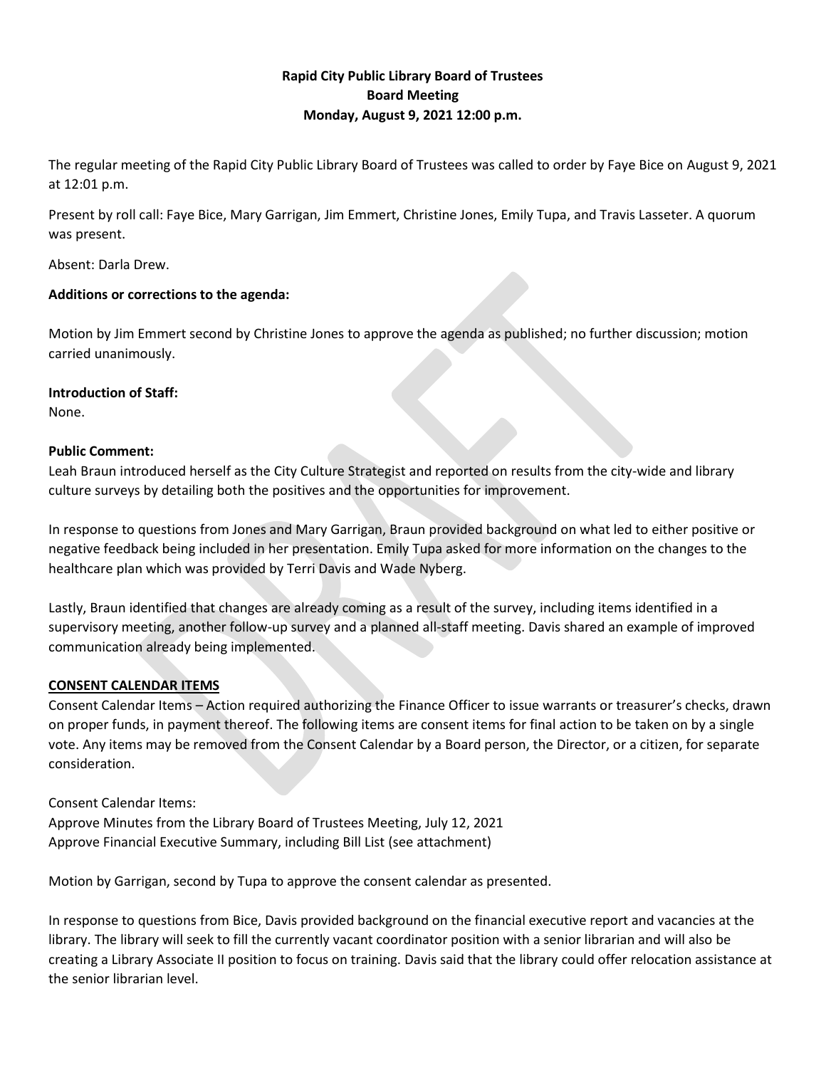**Rapid City Public Library Board of Trustees**
**Board Meeting**
**Monday, August 9, 2021 12:00 p.m.**

The regular meeting of the Rapid City Public Library Board of Trustees was called to order by Faye Bice on August 9, 2021 at 12:01 p.m.

Present by roll call: Faye Bice, Mary Garrigan, Jim Emmert, Christine Jones, Emily Tupa, and Travis Lasseter. A quorum was present.

Absent: Darla Drew.

**Additions or corrections to the agenda:**

Motion by Jim Emmert second by Christine Jones to approve the agenda as published; no further discussion; motion carried unanimously.

**Introduction of Staff:**
None.

**Public Comment:**
Leah Braun introduced herself as the City Culture Strategist and reported on results from the city-wide and library culture surveys by detailing both the positives and the opportunities for improvement.

In response to questions from Jones and Mary Garrigan, Braun provided background on what led to either positive or negative feedback being included in her presentation. Emily Tupa asked for more information on the changes to the healthcare plan which was provided by Terri Davis and Wade Nyberg.

Lastly, Braun identified that changes are already coming as a result of the survey, including items identified in a supervisory meeting, another follow-up survey and a planned all-staff meeting. Davis shared an example of improved communication already being implemented.

**CONSENT CALENDAR ITEMS**

Consent Calendar Items – Action required authorizing the Finance Officer to issue warrants or treasurer's checks, drawn on proper funds, in payment thereof. The following items are consent items for final action to be taken on by a single vote. Any items may be removed from the Consent Calendar by a Board person, the Director, or a citizen, for separate consideration.

Consent Calendar Items:
Approve Minutes from the Library Board of Trustees Meeting, July 12, 2021
Approve Financial Executive Summary, including Bill List (see attachment)

Motion by Garrigan, second by Tupa to approve the consent calendar as presented.

In response to questions from Bice, Davis provided background on the financial executive report and vacancies at the library. The library will seek to fill the currently vacant coordinator position with a senior librarian and will also be creating a Library Associate II position to focus on training. Davis said that the library could offer relocation assistance at the senior librarian level.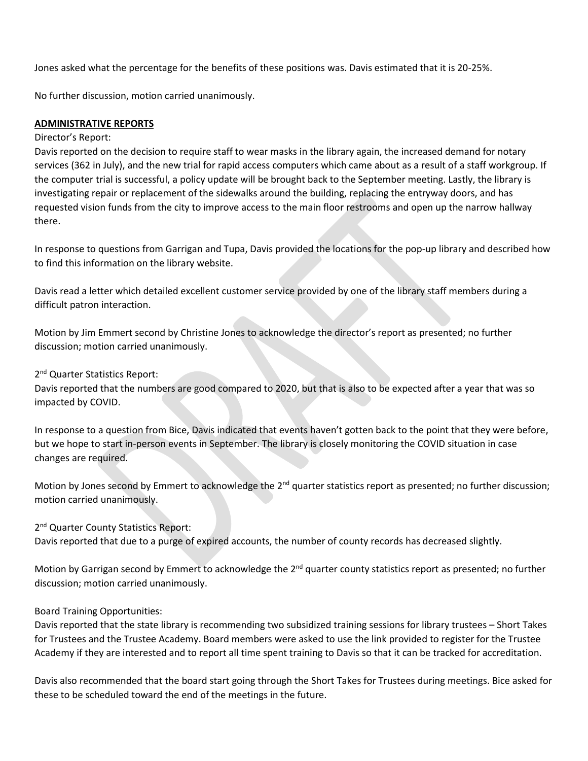Jones asked what the percentage for the benefits of these positions was. Davis estimated that it is 20-25%.

No further discussion, motion carried unanimously.

**ADMINISTRATIVE REPORTS**

Director's Report:

Davis reported on the decision to require staff to wear masks in the library again, the increased demand for notary services (362 in July), and the new trial for rapid access computers which came about as a result of a staff workgroup. If the computer trial is successful, a policy update will be brought back to the September meeting. Lastly, the library is investigating repair or replacement of the sidewalks around the building, replacing the entryway doors, and has requested vision funds from the city to improve access to the main floor restrooms and open up the narrow hallway there.

In response to questions from Garrigan and Tupa, Davis provided the locations for the pop-up library and described how to find this information on the library website.

Davis read a letter which detailed excellent customer service provided by one of the library staff members during a difficult patron interaction.

Motion by Jim Emmert second by Christine Jones to acknowledge the director's report as presented; no further discussion; motion carried unanimously.

2nd Quarter Statistics Report:

Davis reported that the numbers are good compared to 2020, but that is also to be expected after a year that was so impacted by COVID.

In response to a question from Bice, Davis indicated that events haven't gotten back to the point that they were before, but we hope to start in-person events in September. The library is closely monitoring the COVID situation in case changes are required.

Motion by Jones second by Emmert to acknowledge the 2nd quarter statistics report as presented; no further discussion; motion carried unanimously.

2nd Quarter County Statistics Report:

Davis reported that due to a purge of expired accounts, the number of county records has decreased slightly.

Motion by Garrigan second by Emmert to acknowledge the 2nd quarter county statistics report as presented; no further discussion; motion carried unanimously.

Board Training Opportunities:

Davis reported that the state library is recommending two subsidized training sessions for library trustees – Short Takes for Trustees and the Trustee Academy. Board members were asked to use the link provided to register for the Trustee Academy if they are interested and to report all time spent training to Davis so that it can be tracked for accreditation.

Davis also recommended that the board start going through the Short Takes for Trustees during meetings. Bice asked for these to be scheduled toward the end of the meetings in the future.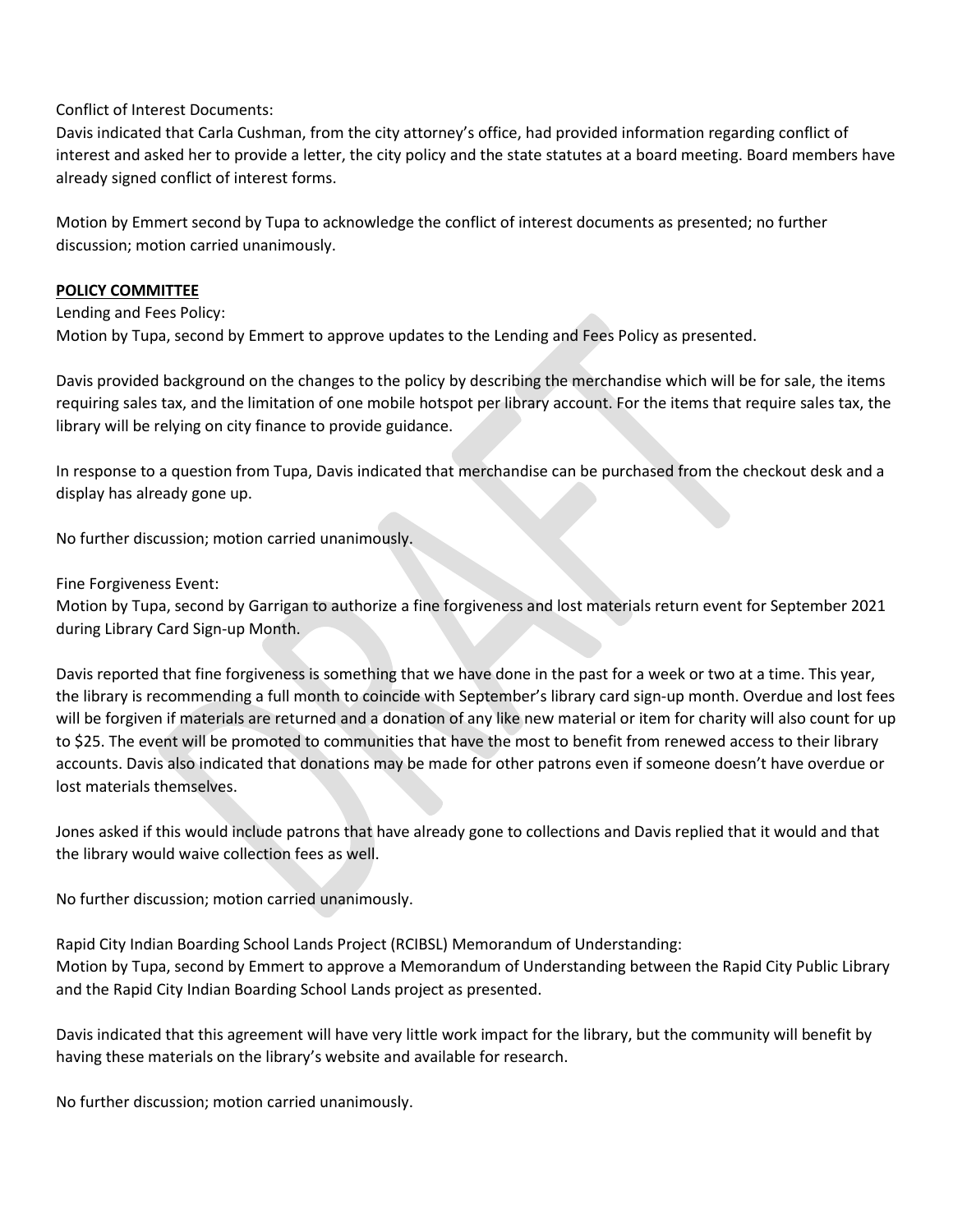Conflict of Interest Documents:
Davis indicated that Carla Cushman, from the city attorney's office, had provided information regarding conflict of interest and asked her to provide a letter, the city policy and the state statutes at a board meeting. Board members have already signed conflict of interest forms.

Motion by Emmert second by Tupa to acknowledge the conflict of interest documents as presented; no further discussion; motion carried unanimously.

**POLICY COMMITTEE**

Lending and Fees Policy:
Motion by Tupa, second by Emmert to approve updates to the Lending and Fees Policy as presented.

Davis provided background on the changes to the policy by describing the merchandise which will be for sale, the items requiring sales tax, and the limitation of one mobile hotspot per library account. For the items that require sales tax, the library will be relying on city finance to provide guidance.

In response to a question from Tupa, Davis indicated that merchandise can be purchased from the checkout desk and a display has already gone up.

No further discussion; motion carried unanimously.

Fine Forgiveness Event:
Motion by Tupa, second by Garrigan to authorize a fine forgiveness and lost materials return event for September 2021 during Library Card Sign-up Month.

Davis reported that fine forgiveness is something that we have done in the past for a week or two at a time. This year, the library is recommending a full month to coincide with September's library card sign-up month. Overdue and lost fees will be forgiven if materials are returned and a donation of any like new material or item for charity will also count for up to $25. The event will be promoted to communities that have the most to benefit from renewed access to their library accounts. Davis also indicated that donations may be made for other patrons even if someone doesn't have overdue or lost materials themselves.

Jones asked if this would include patrons that have already gone to collections and Davis replied that it would and that the library would waive collection fees as well.

No further discussion; motion carried unanimously.

Rapid City Indian Boarding School Lands Project (RCIBSL) Memorandum of Understanding:
Motion by Tupa, second by Emmert to approve a Memorandum of Understanding between the Rapid City Public Library and the Rapid City Indian Boarding School Lands project as presented.

Davis indicated that this agreement will have very little work impact for the library, but the community will benefit by having these materials on the library's website and available for research.

No further discussion; motion carried unanimously.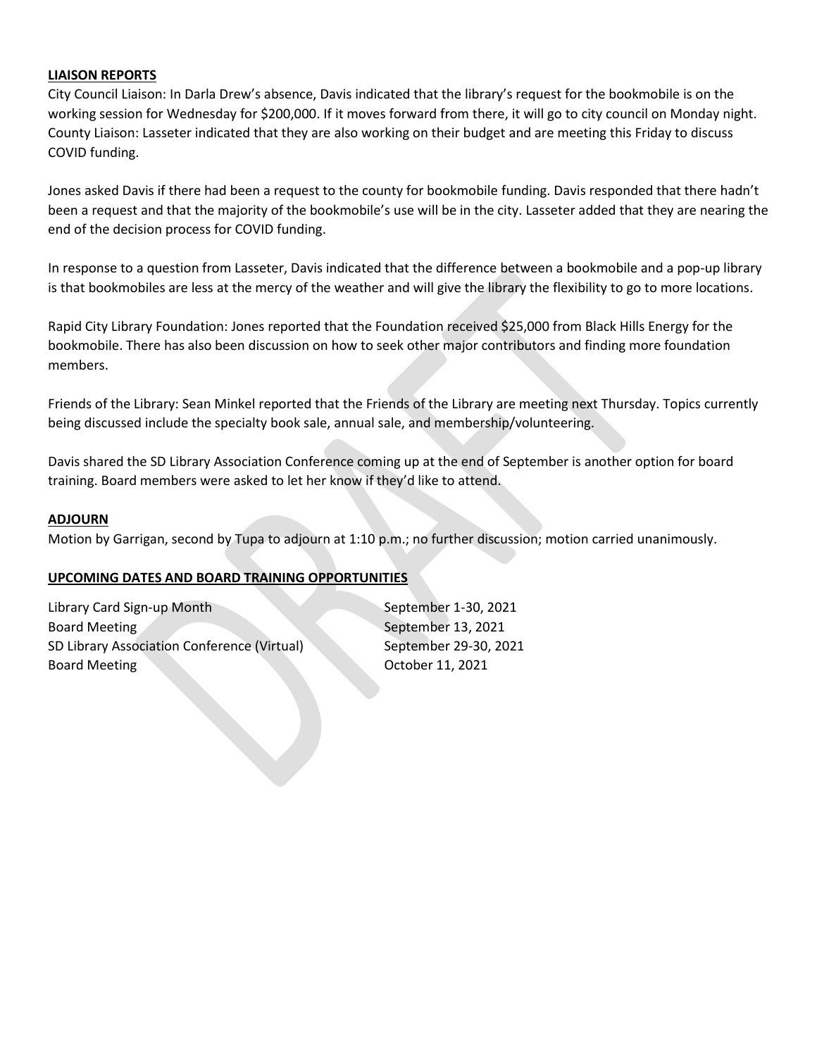**LIAISON REPORTS**

City Council Liaison: In Darla Drew's absence, Davis indicated that the library's request for the bookmobile is on the working session for Wednesday for $200,000. If it moves forward from there, it will go to city council on Monday night. County Liaison: Lasseter indicated that they are also working on their budget and are meeting this Friday to discuss COVID funding.

Jones asked Davis if there had been a request to the county for bookmobile funding. Davis responded that there hadn't been a request and that the majority of the bookmobile's use will be in the city. Lasseter added that they are nearing the end of the decision process for COVID funding.

In response to a question from Lasseter, Davis indicated that the difference between a bookmobile and a pop-up library is that bookmobiles are less at the mercy of the weather and will give the library the flexibility to go to more locations.

Rapid City Library Foundation: Jones reported that the Foundation received $25,000 from Black Hills Energy for the bookmobile. There has also been discussion on how to seek other major contributors and finding more foundation members.

Friends of the Library: Sean Minkel reported that the Friends of the Library are meeting next Thursday. Topics currently being discussed include the specialty book sale, annual sale, and membership/volunteering.

Davis shared the SD Library Association Conference coming up at the end of September is another option for board training. Board members were asked to let her know if they'd like to attend.

**ADJOURN**

Motion by Garrigan, second by Tupa to adjourn at 1:10 p.m.; no further discussion; motion carried unanimously.

**UPCOMING DATES AND BOARD TRAINING OPPORTUNITIES**

| | |
|---|---|
| Library Card Sign-up Month | September 1-30, 2021 |
| Board Meeting | September 13, 2021 |
| SD Library Association Conference (Virtual) | September 29-30, 2021 |
| Board Meeting | October 11, 2021 |